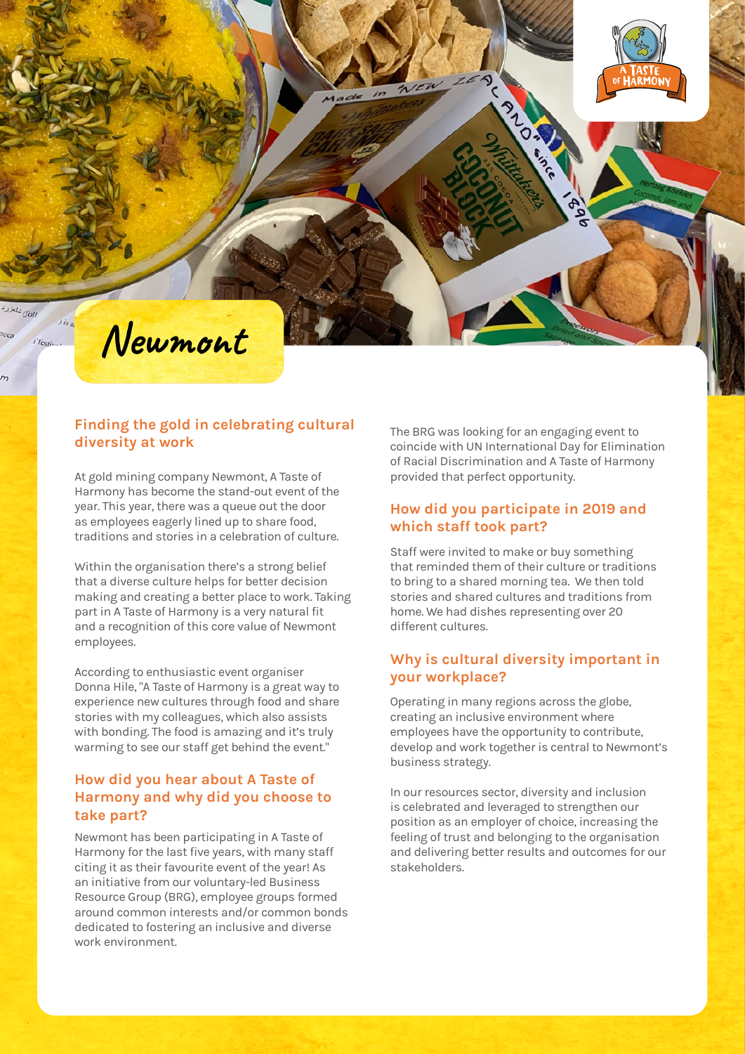# Newmont

## Finding the gold in celebrating cultural diversity at work

At gold mining company Newmont, A Taste of Harmony has become the stand-out event of the year. This year, there was a queue out the door as employees eagerly lined up to share food, traditions and stories in a celebration of culture.

Within the organisation there's a strong belief that a diverse culture helps for better decision making and creating a better place to work. Taking part in A Taste of Harmony is a very natural fit and a recognition of this core value of Newmont employees.

According to enthusiastic event organiser Donna Hile, "A Taste of Harmony is a great way to experience new cultures through food and share stories with my colleagues, which also assists with bonding. The food is amazing and it's truly warming to see our staff get behind the event."

### How did you hear about A Taste of Harmony and why did you choose to take part?

Newmont has been participating in A Taste of Harmony for the last five years, with many staff citing it as their favourite event of the year! As an initiative from our voluntary-led Business Resource Group (BRG), employee groups formed around common interests and/or common bonds dedicated to fostering an inclusive and diverse work environment.

The BRG was looking for an engaging event to coincide with UN International Day for Elimination of Racial Discrimination and A Taste of Harmony provided that perfect opportunity.

### How did you participate in 2019 and which staff took part?

Staff were invited to make or buy something that reminded them of their culture or traditions to bring to a shared morning tea. We then told stories and shared cultures and traditions from home. We had dishes representing over 20 different cultures.

### Why is cultural diversity important in your workplace?

Operating in many regions across the globe, creating an inclusive environment where employees have the opportunity to contribute, develop and work together is central to Newmont's business strategy.

In our resources sector, diversity and inclusion is celebrated and leveraged to strengthen our position as an employer of choice, increasing the feeling of trust and belonging to the organisation and delivering better results and outcomes for our stakeholders.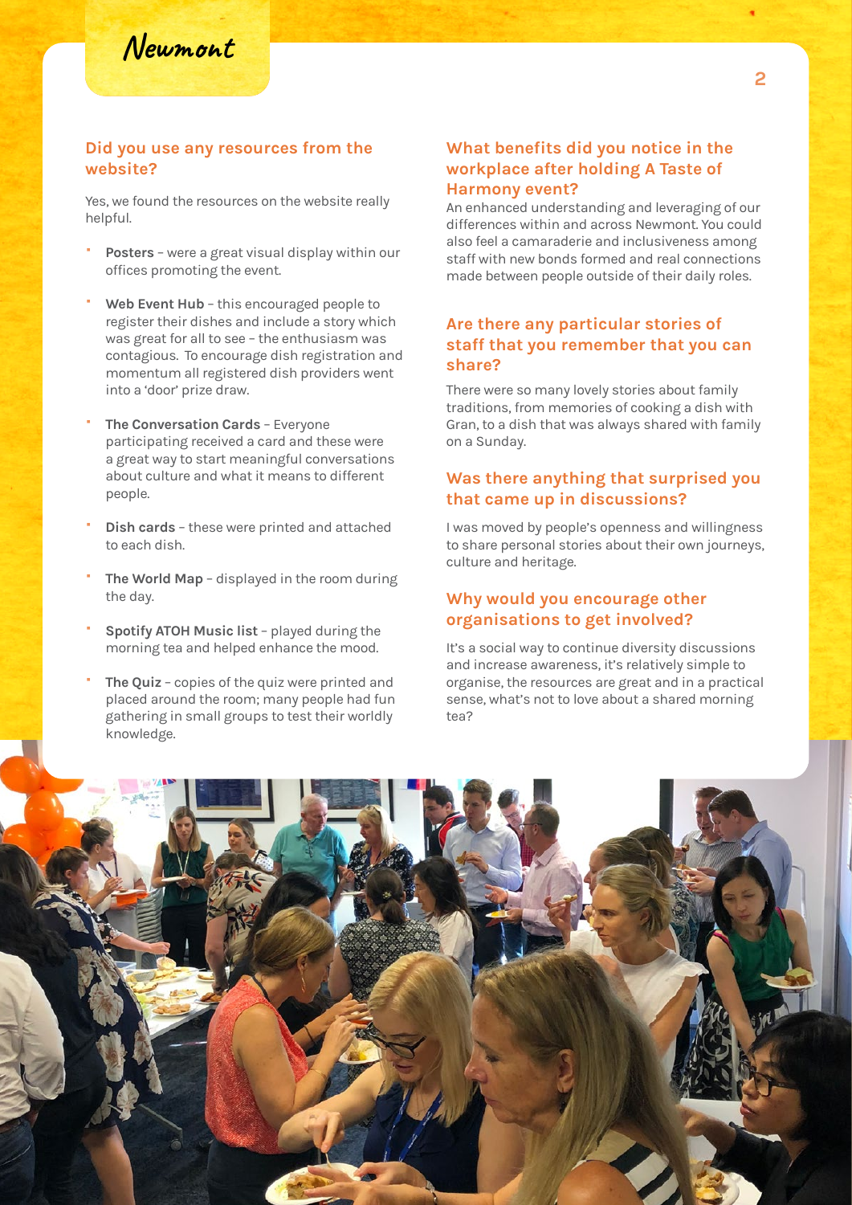Newmont

## Did you use any resources from the website?

Yes, we found the resources on the website really helpful.

- **Posters** – were a great visual display within our offices promoting the event.
- **Web Event Hub** – this encouraged people to register their dishes and include a story which was great for all to see – the enthusiasm was contagious. To encourage dish registration and momentum all registered dish providers went into a 'door' prize draw.
- **The Conversation Cards** – Everyone participating received a card and these were a great way to start meaningful conversations about culture and what it means to different people.
- **Dish cards** – these were printed and attached to each dish.
- **The World Map** – displayed in the room during the day.
- **Spotify ATOH Music list** – played during the morning tea and helped enhance the mood.
- **The Quiz** – copies of the quiz were printed and placed around the room; many people had fun gathering in small groups to test their worldly knowledge.

## What benefits did you notice in the workplace after holding A Taste of Harmony event?

An enhanced understanding and leveraging of our differences within and across Newmont. You could also feel a camaraderie and inclusiveness among staff with new bonds formed and real connections made between people outside of their daily roles.

## Are there any particular stories of staff that you remember that you can share?

There were so many lovely stories about family traditions, from memories of cooking a dish with Gran, to a dish that was always shared with family on a Sunday.

## Was there anything that surprised you that came up in discussions?

I was moved by people's openness and willingness to share personal stories about their own journeys, culture and heritage.

## Why would you encourage other organisations to get involved?

It's a social way to continue diversity discussions and increase awareness, it's relatively simple to organise, the resources are great and in a practical sense, what's not to love about a shared morning tea?